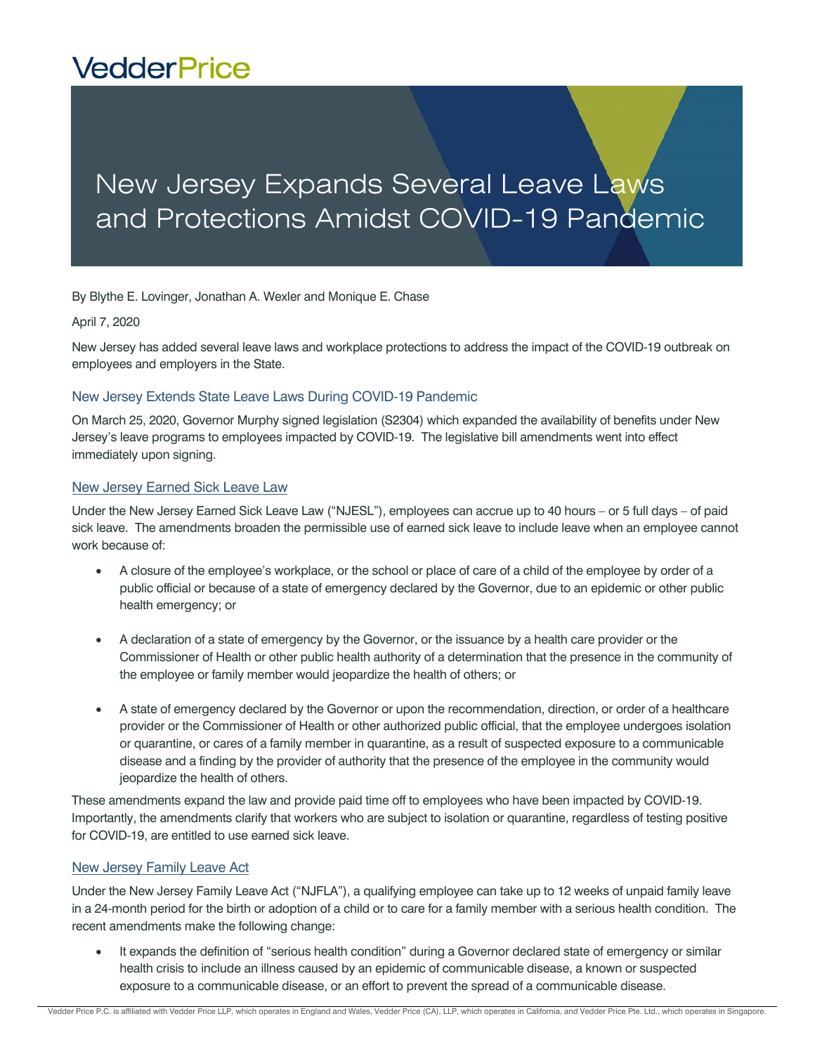VedderPrice

# New Jersey Expands Several Leave Laws and Protections Amidst COVID-19 Pandemic

By Blythe E. Lovinger, Jonathan A. Wexler and Monique E. Chase

April 7, 2020

New Jersey has added several leave laws and workplace protections to address the impact of the COVID-19 outbreak on employees and employers in the State.

## New Jersey Extends State Leave Laws During COVID-19 Pandemic

On March 25, 2020, Governor Murphy signed legislation (S2304) which expanded the availability of benefits under New Jersey's leave programs to employees impacted by COVID-19. The legislative bill amendments went into effect immediately upon signing.

### New Jersey Earned Sick Leave Law

Under the New Jersey Earned Sick Leave Law ("NJESL"), employees can accrue up to 40 hours – or 5 full days – of paid sick leave. The amendments broaden the permissible use of earned sick leave to include leave when an employee cannot work because of:

- A closure of the employee's workplace, or the school or place of care of a child of the employee by order of a public official or because of a state of emergency declared by the Governor, due to an epidemic or other public health emergency; or
- A declaration of a state of emergency by the Governor, or the issuance by a health care provider or the Commissioner of Health or other public health authority of a determination that the presence in the community of the employee or family member would jeopardize the health of others; or
- A state of emergency declared by the Governor or upon the recommendation, direction, or order of a healthcare provider or the Commissioner of Health or other authorized public official, that the employee undergoes isolation or quarantine, or cares of a family member in quarantine, as a result of suspected exposure to a communicable disease and a finding by the provider of authority that the presence of the employee in the community would jeopardize the health of others.

These amendments expand the law and provide paid time off to employees who have been impacted by COVID-19. Importantly, the amendments clarify that workers who are subject to isolation or quarantine, regardless of testing positive for COVID-19, are entitled to use earned sick leave.

### New Jersey Family Leave Act

Under the New Jersey Family Leave Act ("NJFLA"), a qualifying employee can take up to 12 weeks of unpaid family leave in a 24-month period for the birth or adoption of a child or to care for a family member with a serious health condition. The recent amendments make the following change:

- It expands the definition of "serious health condition" during a Governor declared state of emergency or similar health crisis to include an illness caused by an epidemic of communicable disease, a known or suspected exposure to a communicable disease, or an effort to prevent the spread of a communicable disease.

Vedder Price P.C. is affiliated with Vedder Price LLP, which operates in England and Wales, Vedder Price (CA), LLP, which operates in California, and Vedder Price Pte. Ltd., which operates in Singapore.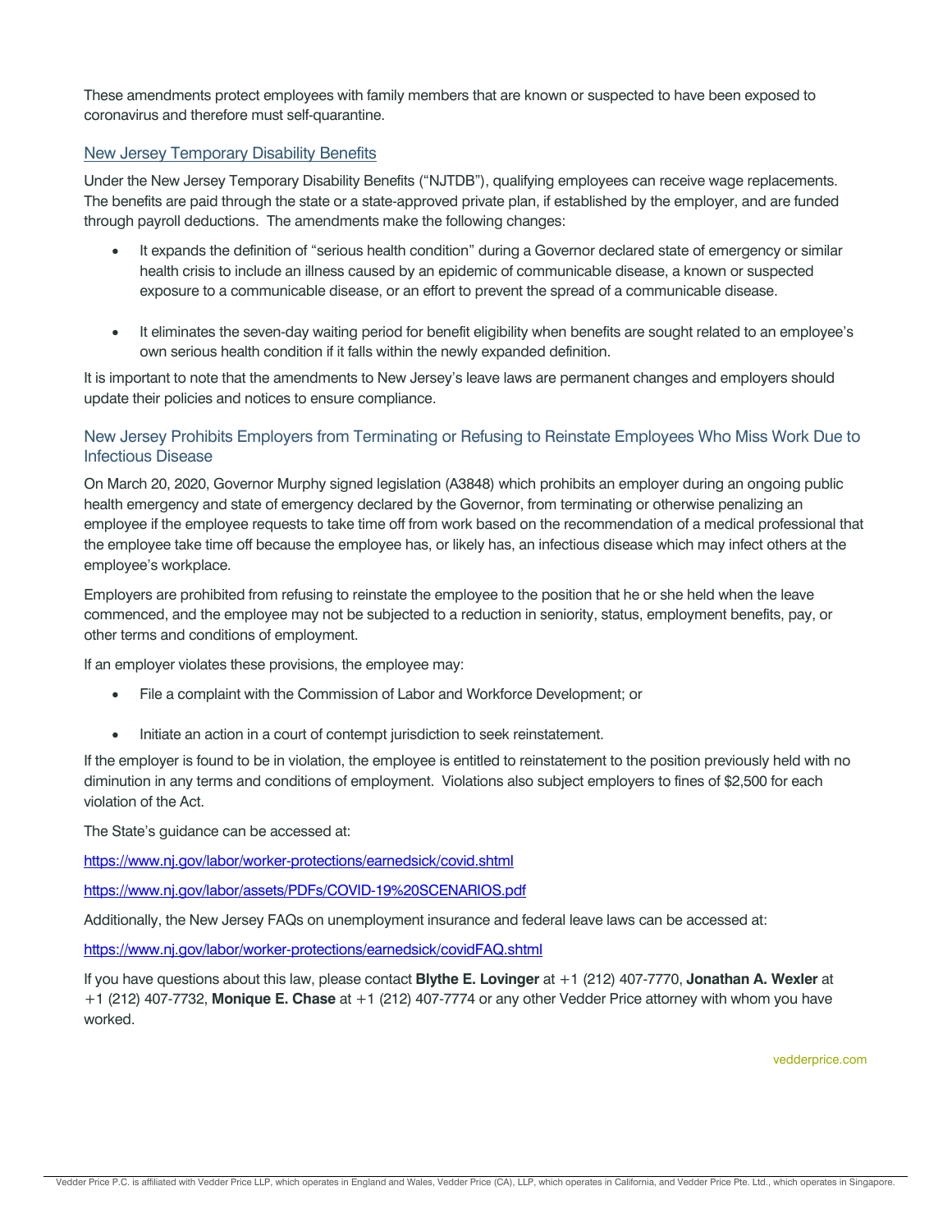These amendments protect employees with family members that are known or suspected to have been exposed to coronavirus and therefore must self-quarantine.

## New Jersey Temporary Disability Benefits

Under the New Jersey Temporary Disability Benefits ("NJTDB"), qualifying employees can receive wage replacements. The benefits are paid through the state or a state-approved private plan, if established by the employer, and are funded through payroll deductions. The amendments make the following changes:

- It expands the definition of "serious health condition" during a Governor declared state of emergency or similar health crisis to include an illness caused by an epidemic of communicable disease, a known or suspected exposure to a communicable disease, or an effort to prevent the spread of a communicable disease.
- It eliminates the seven-day waiting period for benefit eligibility when benefits are sought related to an employee's own serious health condition if it falls within the newly expanded definition.

It is important to note that the amendments to New Jersey's leave laws are permanent changes and employers should update their policies and notices to ensure compliance.

## New Jersey Prohibits Employers from Terminating or Refusing to Reinstate Employees Who Miss Work Due to Infectious Disease

On March 20, 2020, Governor Murphy signed legislation (A3848) which prohibits an employer during an ongoing public health emergency and state of emergency declared by the Governor, from terminating or otherwise penalizing an employee if the employee requests to take time off from work based on the recommendation of a medical professional that the employee take time off because the employee has, or likely has, an infectious disease which may infect others at the employee's workplace.

Employers are prohibited from refusing to reinstate the employee to the position that he or she held when the leave commenced, and the employee may not be subjected to a reduction in seniority, status, employment benefits, pay, or other terms and conditions of employment.

If an employer violates these provisions, the employee may:

- File a complaint with the Commission of Labor and Workforce Development; or
- Initiate an action in a court of contempt jurisdiction to seek reinstatement.

If the employer is found to be in violation, the employee is entitled to reinstatement to the position previously held with no diminution in any terms and conditions of employment. Violations also subject employers to fines of $2,500 for each violation of the Act.

The State's guidance can be accessed at:

https://www.nj.gov/labor/worker-protections/earnedsick/covid.shtml

https://www.nj.gov/labor/assets/PDFs/COVID-19%20SCENARIOS.pdf

Additionally, the New Jersey FAQs on unemployment insurance and federal leave laws can be accessed at:

https://www.nj.gov/labor/worker-protections/earnedsick/covidFAQ.shtml

If you have questions about this law, please contact **Blythe E. Lovinger** at +1 (212) 407-7770, **Jonathan A. Wexler** at +1 (212) 407-7732, **Monique E. Chase** at +1 (212) 407-7774 or any other Vedder Price attorney with whom you have worked.

vedderprice.com

Vedder Price P.C. is affiliated with Vedder Price LLP, which operates in England and Wales, Vedder Price (CA), LLP, which operates in California, and Vedder Price Pte. Ltd., which operates in Singapore.